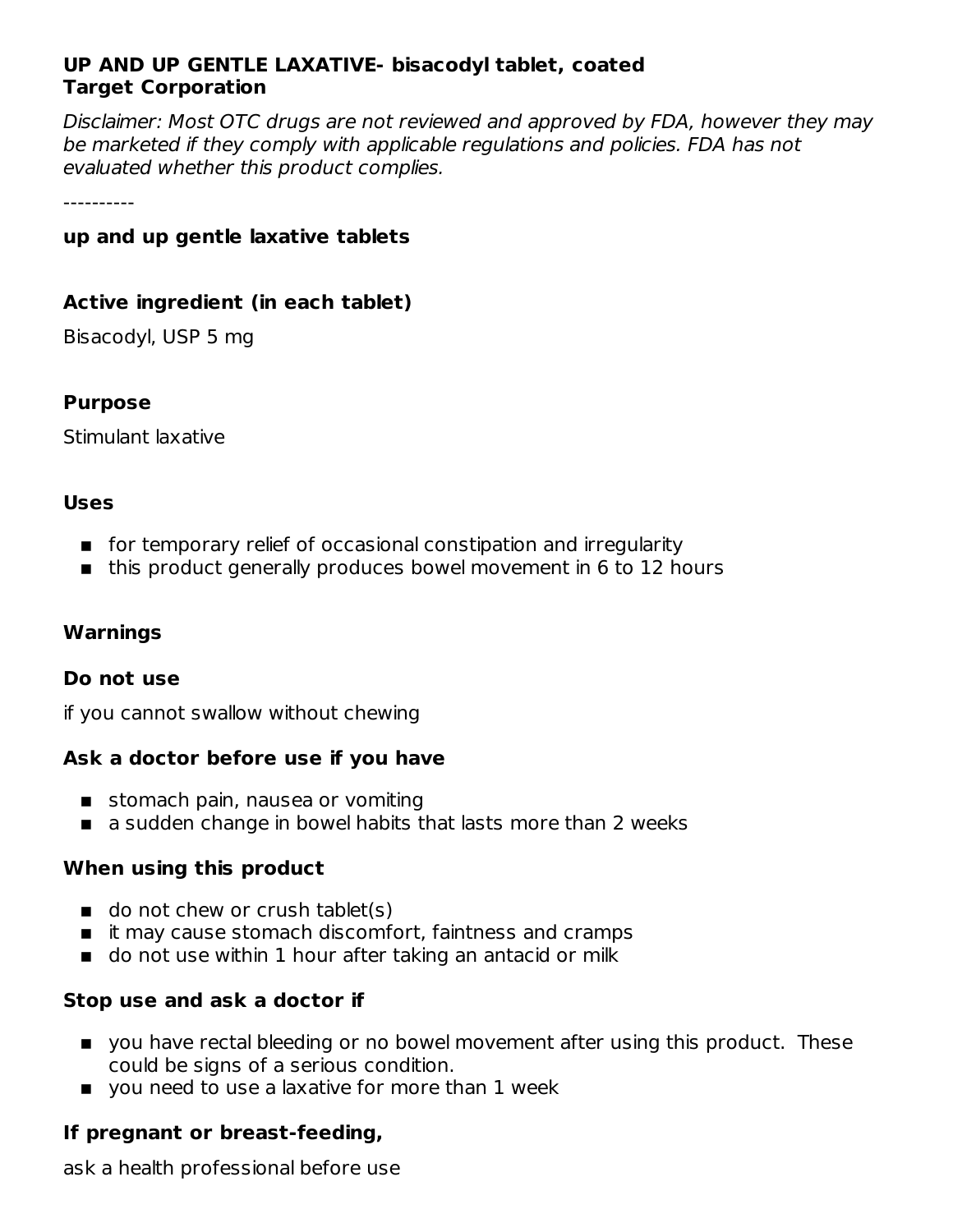**UP AND UP GENTLE LAXATIVE- bisacodyl tablet, coated**
**Target Corporation**

*Disclaimer: Most OTC drugs are not reviewed and approved by FDA, however they may be marketed if they comply with applicable regulations and policies. FDA has not evaluated whether this product complies.*

----------

### up and up gentle laxative tablets

### Active ingredient (in each tablet)

Bisacodyl, USP 5 mg

### Purpose

Stimulant laxative

### Uses

- for temporary relief of occasional constipation and irregularity
- this product generally produces bowel movement in 6 to 12 hours

### Warnings

### Do not use

if you cannot swallow without chewing

### Ask a doctor before use if you have

- stomach pain, nausea or vomiting
- a sudden change in bowel habits that lasts more than 2 weeks

### When using this product

- do not chew or crush tablet(s)
- it may cause stomach discomfort, faintness and cramps
- do not use within 1 hour after taking an antacid or milk

### Stop use and ask a doctor if

- you have rectal bleeding or no bowel movement after using this product. These could be signs of a serious condition.
- you need to use a laxative for more than 1 week

### If pregnant or breast-feeding,

ask a health professional before use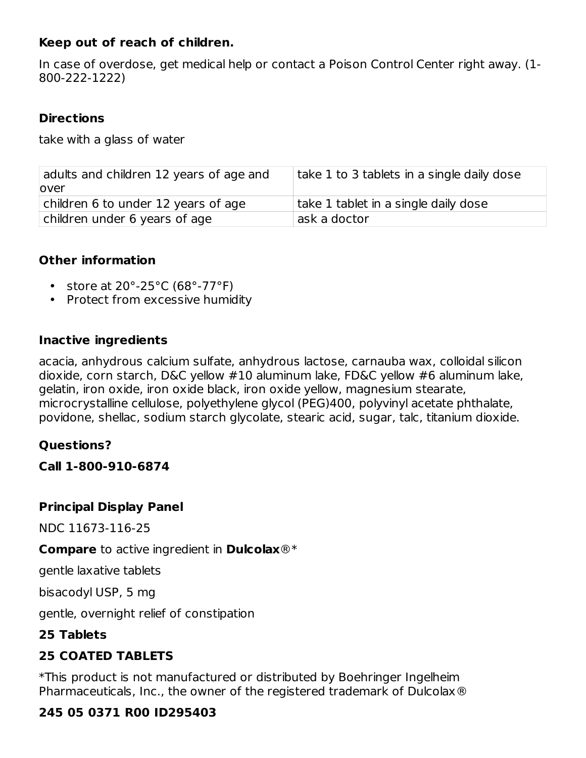**Keep out of reach of children.**

In case of overdose, get medical help or contact a Poison Control Center right away. (1-800-222-1222)

## Directions

take with a glass of water

| adults and children 12 years of age and over | take 1 to 3 tablets in a single daily dose |
| --- | --- |
| children 6 to under 12 years of age | take 1 tablet in a single daily dose |
| children under 6 years of age | ask a doctor |

## Other information

- store at 20°-25°C (68°-77°F)
- Protect from excessive humidity

## Inactive ingredients

acacia, anhydrous calcium sulfate, anhydrous lactose, carnauba wax, colloidal silicon dioxide, corn starch, D&C yellow #10 aluminum lake, FD&C yellow #6 aluminum lake, gelatin, iron oxide, iron oxide black, iron oxide yellow, magnesium stearate, microcrystalline cellulose, polyethylene glycol (PEG)400, polyvinyl acetate phthalate, povidone, shellac, sodium starch glycolate, stearic acid, sugar, talc, titanium dioxide.

## Questions?

**Call 1-800-910-6874**

## Principal Display Panel

NDC 11673-116-25

**Compare** to active ingredient in **Dulcolax**®*

gentle laxative tablets

bisacodyl USP, 5 mg

gentle, overnight relief of constipation

**25 Tablets**

**25 COATED TABLETS**

*This product is not manufactured or distributed by Boehringer Ingelheim Pharmaceuticals, Inc., the owner of the registered trademark of Dulcolax®

**245 05 0371 R00 ID295403**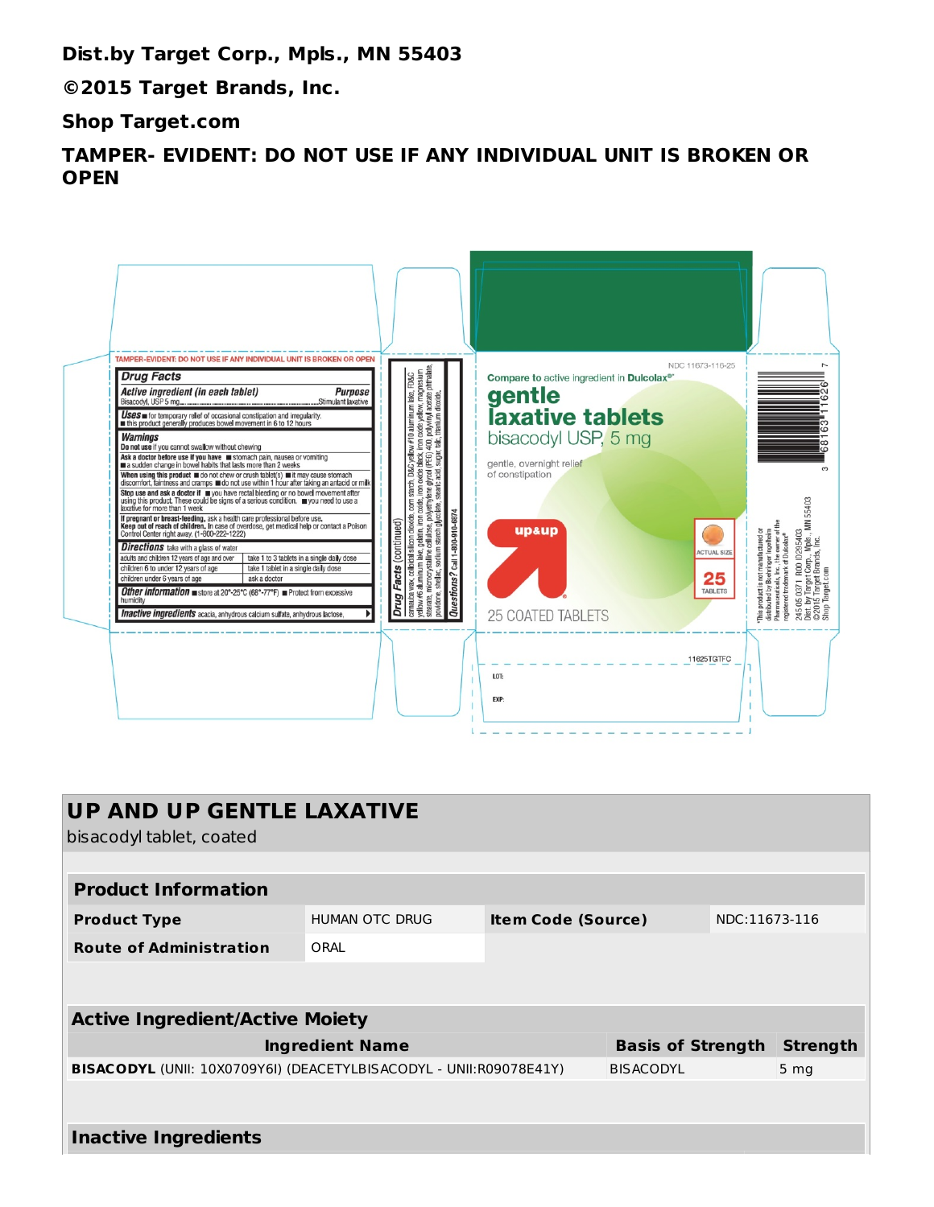**Dist.by Target Corp., Mpls., MN 55403**

**©2015 Target Brands, Inc.**

**Shop Target.com**

**TAMPER- EVIDENT: DO NOT USE IF ANY INDIVIDUAL UNIT IS BROKEN OR OPEN**

TAMPER-EVIDENT: DO NOT USE IF ANY INDIVIDUAL UNIT IS BROKEN OR OPEN

**Drug Facts**

**Active ingredient (in each tablet)** — **Purpose**
Bisacodyl, USP 5 mg....................Stimulant laxative

**Uses** ■ for temporary relief of occasional constipation and irregularity. ■ this product generally produces bowel movement in 6 to 12 hours

**Warnings**
**Do not use** if you cannot swallow without chewing
**Ask a doctor before use if you have** ■ stomach pain, nausea or vomiting ■ a sudden change in bowel habits that lasts more than 2 weeks
**When using this product** ■ do not chew or crush tablet(s) ■ it may cause stomach discomfort, faintness and cramps ■ do not use within 1 hour after taking an antacid or milk
**Stop use and ask a doctor if** ■ you have rectal bleeding or no bowel movement after using this product. These could be signs of a serious condition. ■ you need to use a laxative for more than 1 week
**If pregnant or breast-feeding,** ask a health care professional before use.
**Keep out of reach of children.** In case of overdose, get medical help or contact a Poison Control Center right away. (1-800-222-1222)

**Directions** take with a glass of water

| | |
|---|---|
| adults and children 12 years of age and over | take 1 to 3 tablets in a single daily dose |
| children 6 to under 12 years of age | take 1 tablet in a single daily dose |
| children under 6 years of age | ask a doctor |

**Other information** ■ store at 20°-25°C (68°-77°F) ■ Protect from excessive humidity

**Inactive ingredients** acacia, anhydrous calcium sulfate, anhydrous lactose,

**Drug Facts (continued)**
carnauba wax, colloidal silicon dioxide, corn starch, D&C yellow #10 aluminum lake, FD&C yellow #6 aluminum lake, gelatin, iron oxide, iron oxide black, iron oxide yellow, magnesium stearate, microcrystalline cellulose, polyethylene glycol (PEG) 400, polyvinyl acetate phthalate, povidone, shellac, sodium starch glycolate, stearic acid, sugar, talc, titanium dioxide.

**Questions?** Call 1-800-910-6874

NDC 11673-116-25

Compare to active ingredient in Dulcolax®*

**gentle laxative tablets**
bisacodyl USP, 5 mg

gentle, overnight relief of constipation

up&up®

ACTUAL SIZE

25 TABLETS

25 COATED TABLETS

*This product is not manufactured or distributed by Boehringer Ingelheim Pharmaceuticals, Inc. the owner of the registered trademark of Dulcolax®

245 05 0371 R00 ID295403
Dist. by Target Corp., Mpls., MN 55403
©2015 Target Brands, Inc.
Shop Target.com

3 68163 11626 7

11625TGTFC

LOT:

EXP:

## UP AND UP GENTLE LAXATIVE

bisacodyl tablet, coated

| **Product Information** | | | |
|---|---|---|---|
| **Product Type** | HUMAN OTC DRUG | **Item Code (Source)** | NDC:11673-116 |
| **Route of Administration** | ORAL | | |

| **Active Ingredient/Active Moiety** | | |
|---|---|---|
| **Ingredient Name** | **Basis of Strength** | **Strength** |
| **BISACODYL** (UNII: 10X0709Y6I) (DEACETYLBISACODYL - UNII:R09078E41Y) | BISACODYL | 5 mg |

**Inactive Ingredients**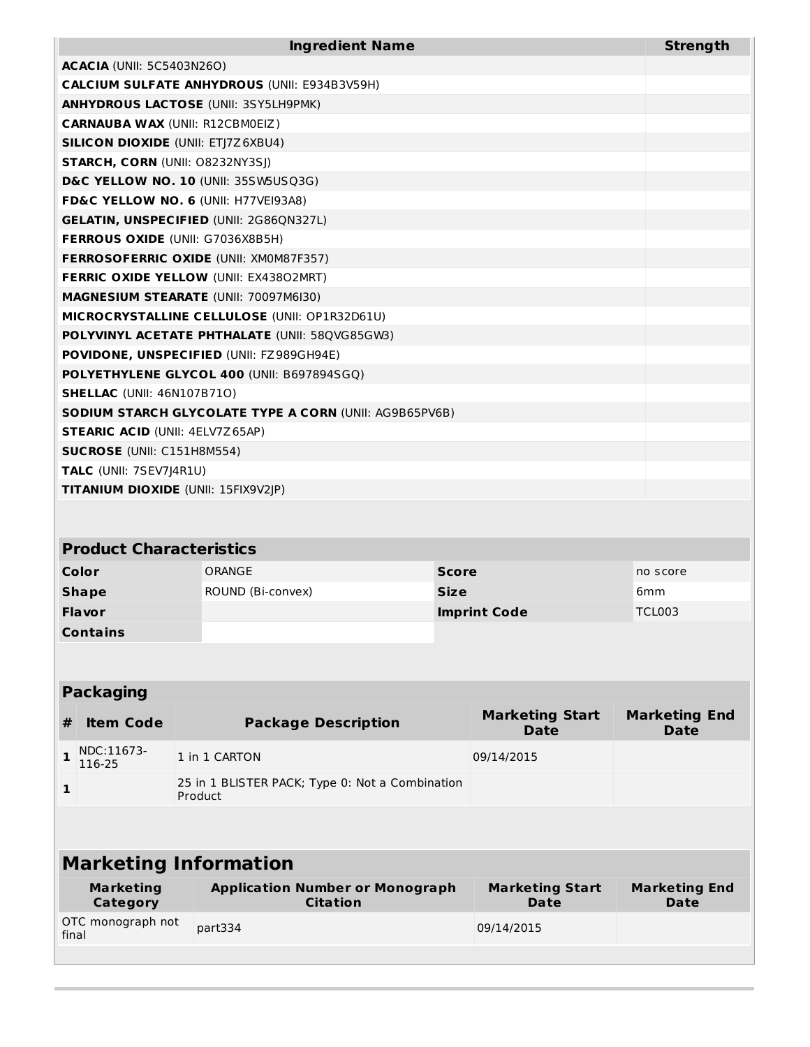| Ingredient Name | Strength |
|---|---|
| **ACACIA** (UNII: 5C5403N26O) | |
| **CALCIUM SULFATE ANHYDROUS** (UNII: E934B3V59H) | |
| **ANHYDROUS LACTOSE** (UNII: 3SY5LH9PMK) | |
| **CARNAUBA WAX** (UNII: R12CBM0EIZ) | |
| **SILICON DIOXIDE** (UNII: ETJ7Z6XBU4) | |
| **STARCH, CORN** (UNII: O8232NY3SJ) | |
| **D&C YELLOW NO. 10** (UNII: 35SW5USQ3G) | |
| **FD&C YELLOW NO. 6** (UNII: H77VEI93A8) | |
| **GELATIN, UNSPECIFIED** (UNII: 2G86QN327L) | |
| **FERROUS OXIDE** (UNII: G7036X8B5H) | |
| **FERROSOFERRIC OXIDE** (UNII: XM0M87F357) | |
| **FERRIC OXIDE YELLOW** (UNII: EX438O2MRT) | |
| **MAGNESIUM STEARATE** (UNII: 70097M6I30) | |
| **MICROCRYSTALLINE CELLULOSE** (UNII: OP1R32D61U) | |
| **POLYVINYL ACETATE PHTHALATE** (UNII: 58QVG85GW3) | |
| **POVIDONE, UNSPECIFIED** (UNII: FZ989GH94E) | |
| **POLYETHYLENE GLYCOL 400** (UNII: B697894SGQ) | |
| **SHELLAC** (UNII: 46N107B71O) | |
| **SODIUM STARCH GLYCOLATE TYPE A CORN** (UNII: AG9B65PV6B) | |
| **STEARIC ACID** (UNII: 4ELV7Z65AP) | |
| **SUCROSE** (UNII: C151H8M554) | |
| **TALC** (UNII: 7SEV7J4R1U) | |
| **TITANIUM DIOXIDE** (UNII: 15FIX9V2JP) | |

## Product Characteristics

| | | | |
|---|---|---|---|
| **Color** | ORANGE | **Score** | no score |
| **Shape** | ROUND (Bi-convex) | **Size** | 6mm |
| **Flavor** | | **Imprint Code** | TCL003 |
| **Contains** | | | |

## Packaging

| # | Item Code | Package Description | Marketing Start Date | Marketing End Date |
|---|---|---|---|---|
| 1 | NDC:11673-116-25 | 1 in 1 CARTON | 09/14/2015 | |
| 1 | | 25 in 1 BLISTER PACK; Type 0: Not a Combination Product | | |

## Marketing Information

| Marketing Category | Application Number or Monograph Citation | Marketing Start Date | Marketing End Date |
|---|---|---|---|
| OTC monograph not final | part334 | 09/14/2015 | |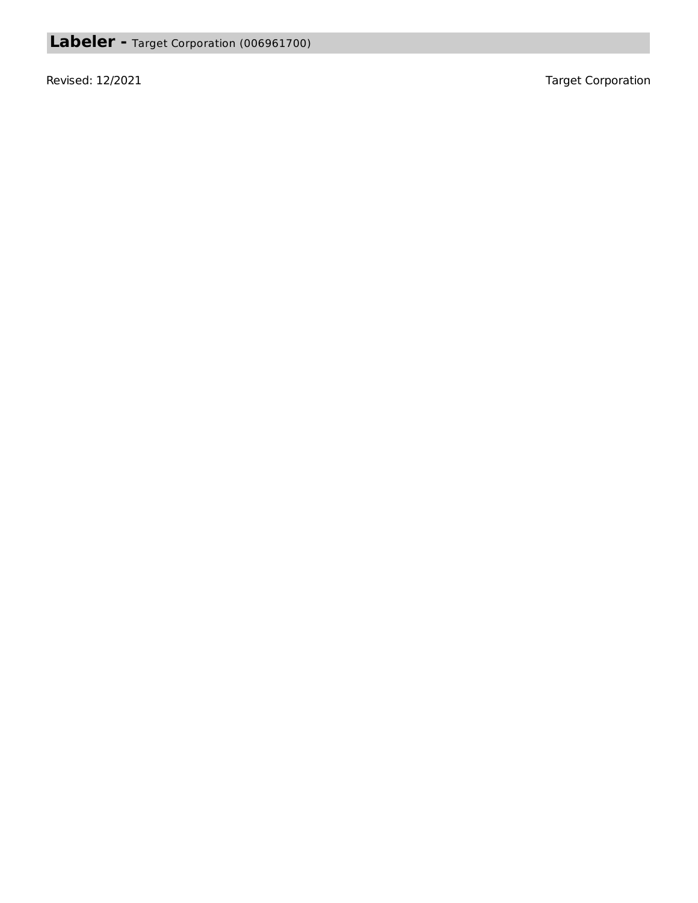**Labeler -** Target Corporation (006961700)

Revised: 12/2021

Target Corporation